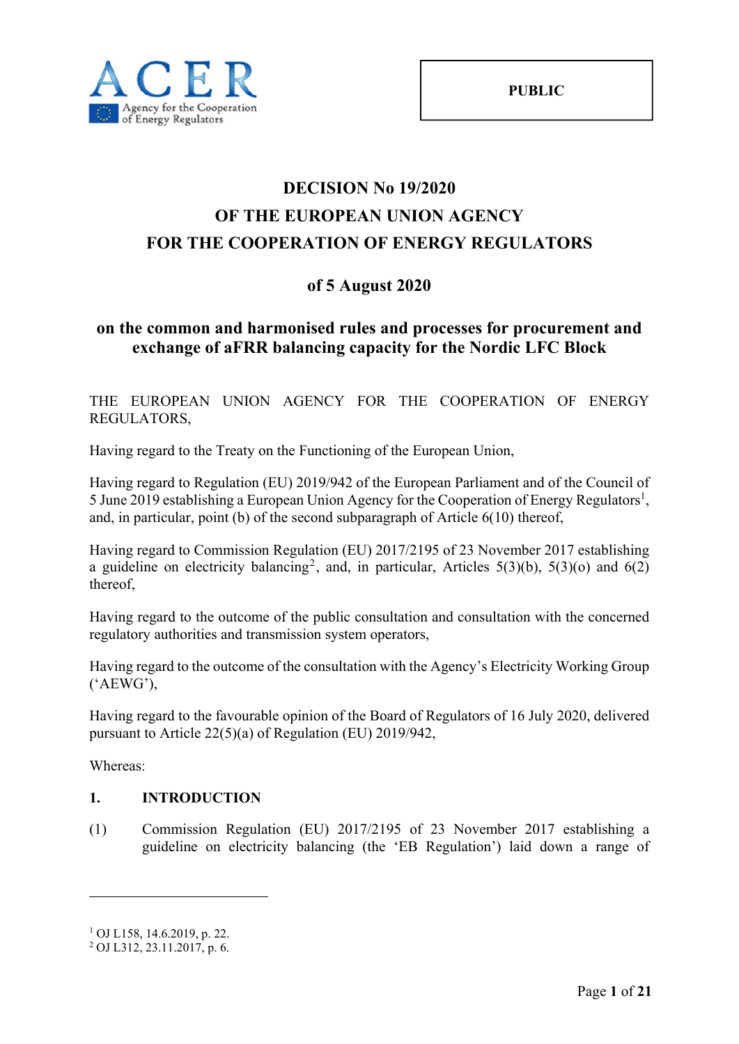ACER
Agency for the Cooperation of Energy Regulators

**PUBLIC**

# DECISION No 19/2020
# OF THE EUROPEAN UNION AGENCY
# FOR THE COOPERATION OF ENERGY REGULATORS

## of 5 August 2020

## on the common and harmonised rules and processes for procurement and exchange of aFRR balancing capacity for the Nordic LFC Block

THE EUROPEAN UNION AGENCY FOR THE COOPERATION OF ENERGY REGULATORS,

Having regard to the Treaty on the Functioning of the European Union,

Having regard to Regulation (EU) 2019/942 of the European Parliament and of the Council of 5 June 2019 establishing a European Union Agency for the Cooperation of Energy Regulators[1], and, in particular, point (b) of the second subparagraph of Article 6(10) thereof,

Having regard to Commission Regulation (EU) 2017/2195 of 23 November 2017 establishing a guideline on electricity balancing[2], and, in particular, Articles 5(3)(b), 5(3)(o) and 6(2) thereof,

Having regard to the outcome of the public consultation and consultation with the concerned regulatory authorities and transmission system operators,

Having regard to the outcome of the consultation with the Agency's Electricity Working Group ('AEWG'),

Having regard to the favourable opinion of the Board of Regulators of 16 July 2020, delivered pursuant to Article 22(5)(a) of Regulation (EU) 2019/942,

Whereas:

### 1. INTRODUCTION

(1) Commission Regulation (EU) 2017/2195 of 23 November 2017 establishing a guideline on electricity balancing (the 'EB Regulation') laid down a range of

---

[1] OJ L158, 14.6.2019, p. 22.
[2] OJ L312, 23.11.2017, p. 6.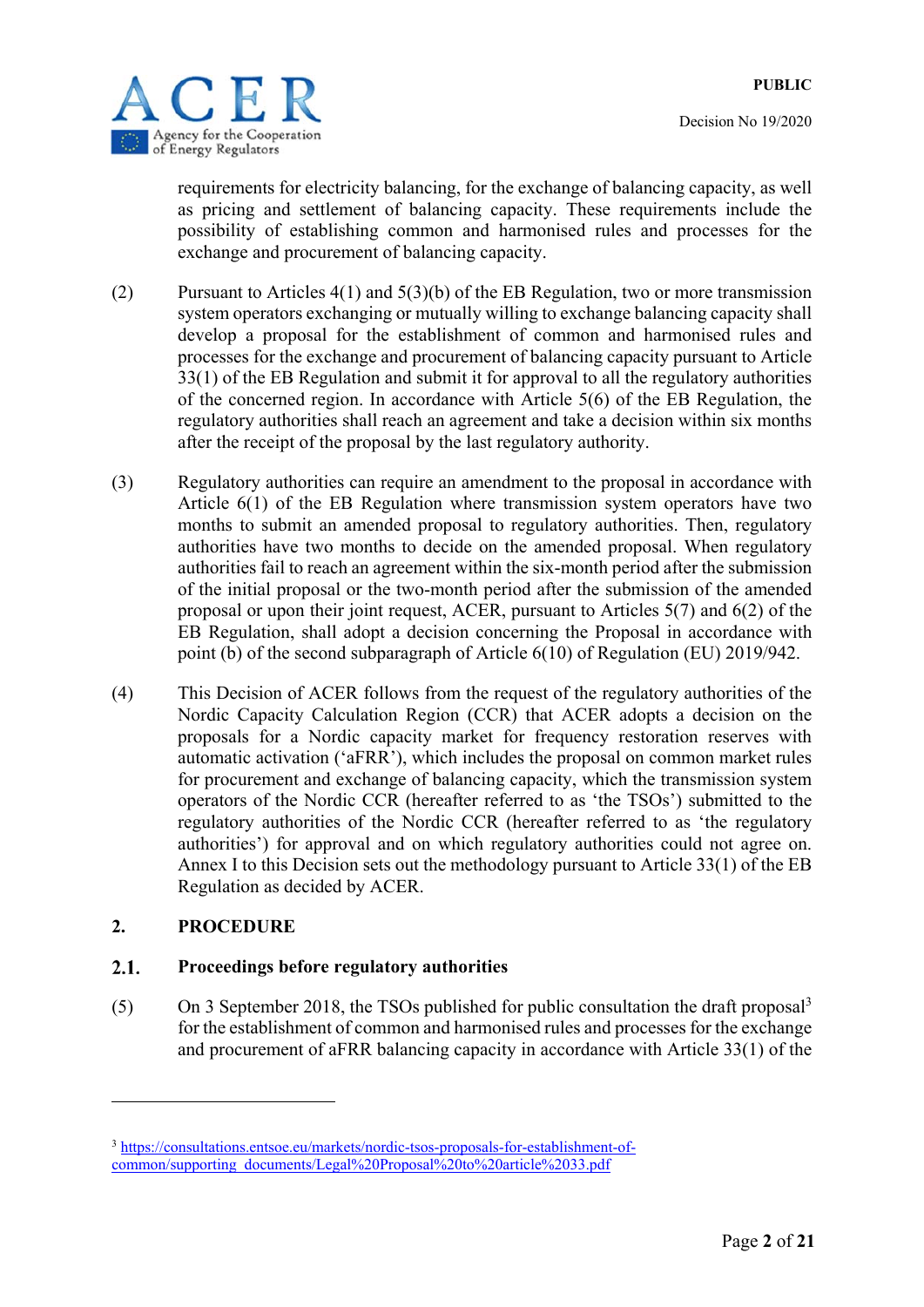requirements for electricity balancing, for the exchange of balancing capacity, as well as pricing and settlement of balancing capacity. These requirements include the possibility of establishing common and harmonised rules and processes for the exchange and procurement of balancing capacity.

(2) Pursuant to Articles 4(1) and 5(3)(b) of the EB Regulation, two or more transmission system operators exchanging or mutually willing to exchange balancing capacity shall develop a proposal for the establishment of common and harmonised rules and processes for the exchange and procurement of balancing capacity pursuant to Article 33(1) of the EB Regulation and submit it for approval to all the regulatory authorities of the concerned region. In accordance with Article 5(6) of the EB Regulation, the regulatory authorities shall reach an agreement and take a decision within six months after the receipt of the proposal by the last regulatory authority.

(3) Regulatory authorities can require an amendment to the proposal in accordance with Article 6(1) of the EB Regulation where transmission system operators have two months to submit an amended proposal to regulatory authorities. Then, regulatory authorities have two months to decide on the amended proposal. When regulatory authorities fail to reach an agreement within the six-month period after the submission of the initial proposal or the two-month period after the submission of the amended proposal or upon their joint request, ACER, pursuant to Articles 5(7) and 6(2) of the EB Regulation, shall adopt a decision concerning the Proposal in accordance with point (b) of the second subparagraph of Article 6(10) of Regulation (EU) 2019/942.

(4) This Decision of ACER follows from the request of the regulatory authorities of the Nordic Capacity Calculation Region (CCR) that ACER adopts a decision on the proposals for a Nordic capacity market for frequency restoration reserves with automatic activation ('aFRR'), which includes the proposal on common market rules for procurement and exchange of balancing capacity, which the transmission system operators of the Nordic CCR (hereafter referred to as 'the TSOs') submitted to the regulatory authorities of the Nordic CCR (hereafter referred to as 'the regulatory authorities') for approval and on which regulatory authorities could not agree on. Annex I to this Decision sets out the methodology pursuant to Article 33(1) of the EB Regulation as decided by ACER.

## 2. PROCEDURE

### 2.1. Proceedings before regulatory authorities

(5) On 3 September 2018, the TSOs published for public consultation the draft proposal[3] for the establishment of common and harmonised rules and processes for the exchange and procurement of aFRR balancing capacity in accordance with Article 33(1) of the

[3] https://consultations.entsoe.eu/markets/nordic-tsos-proposals-for-establishment-of-common/supporting_documents/Legal%20Proposal%20to%20article%2033.pdf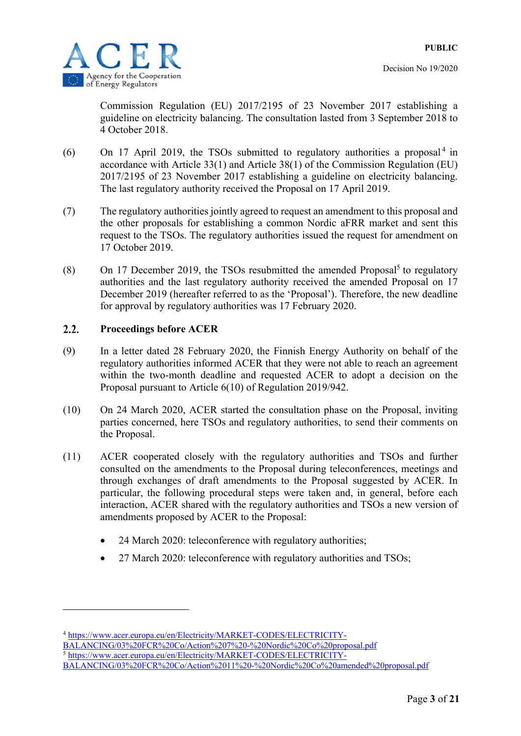Commission Regulation (EU) 2017/2195 of 23 November 2017 establishing a guideline on electricity balancing. The consultation lasted from 3 September 2018 to 4 October 2018.

(6) On 17 April 2019, the TSOs submitted to regulatory authorities a proposal[4] in accordance with Article 33(1) and Article 38(1) of the Commission Regulation (EU) 2017/2195 of 23 November 2017 establishing a guideline on electricity balancing. The last regulatory authority received the Proposal on 17 April 2019.

(7) The regulatory authorities jointly agreed to request an amendment to this proposal and the other proposals for establishing a common Nordic aFRR market and sent this request to the TSOs. The regulatory authorities issued the request for amendment on 17 October 2019.

(8) On 17 December 2019, the TSOs resubmitted the amended Proposal[5] to regulatory authorities and the last regulatory authority received the amended Proposal on 17 December 2019 (hereafter referred to as the 'Proposal'). Therefore, the new deadline for approval by regulatory authorities was 17 February 2020.

## 2.2. Proceedings before ACER

(9) In a letter dated 28 February 2020, the Finnish Energy Authority on behalf of the regulatory authorities informed ACER that they were not able to reach an agreement within the two-month deadline and requested ACER to adopt a decision on the Proposal pursuant to Article 6(10) of Regulation 2019/942.

(10) On 24 March 2020, ACER started the consultation phase on the Proposal, inviting parties concerned, here TSOs and regulatory authorities, to send their comments on the Proposal.

(11) ACER cooperated closely with the regulatory authorities and TSOs and further consulted on the amendments to the Proposal during teleconferences, meetings and through exchanges of draft amendments to the Proposal suggested by ACER. In particular, the following procedural steps were taken and, in general, before each interaction, ACER shared with the regulatory authorities and TSOs a new version of amendments proposed by ACER to the Proposal:

- 24 March 2020: teleconference with regulatory authorities;
- 27 March 2020: teleconference with regulatory authorities and TSOs;

---

[4] https://www.acer.europa.eu/en/Electricity/MARKET-CODES/ELECTRICITY-BALANCING/03%20FCR%20Co/Action%207%20-%20Nordic%20Co%20proposal.pdf

[5] https://www.acer.europa.eu/en/Electricity/MARKET-CODES/ELECTRICITY-BALANCING/03%20FCR%20Co/Action%2011%20-%20Nordic%20Co%20amended%20proposal.pdf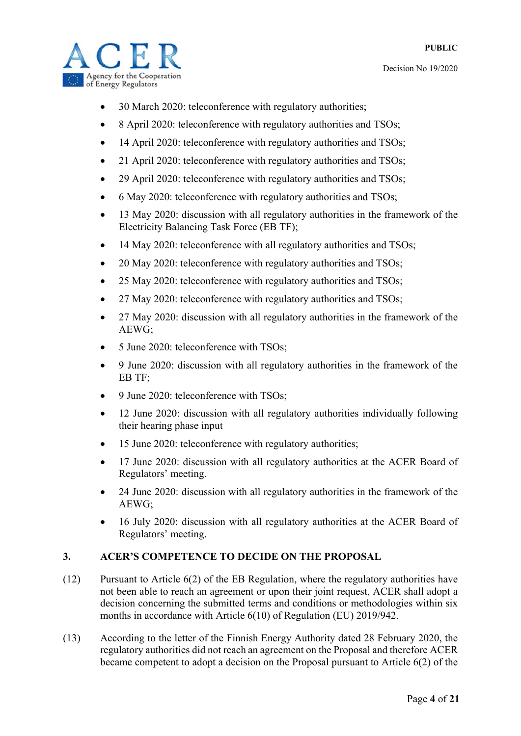- 30 March 2020: teleconference with regulatory authorities;
- 8 April 2020: teleconference with regulatory authorities and TSOs;
- 14 April 2020: teleconference with regulatory authorities and TSOs;
- 21 April 2020: teleconference with regulatory authorities and TSOs;
- 29 April 2020: teleconference with regulatory authorities and TSOs;
- 6 May 2020: teleconference with regulatory authorities and TSOs;
- 13 May 2020: discussion with all regulatory authorities in the framework of the Electricity Balancing Task Force (EB TF);
- 14 May 2020: teleconference with all regulatory authorities and TSOs;
- 20 May 2020: teleconference with regulatory authorities and TSOs;
- 25 May 2020: teleconference with regulatory authorities and TSOs;
- 27 May 2020: teleconference with regulatory authorities and TSOs;
- 27 May 2020: discussion with all regulatory authorities in the framework of the AEWG;
- 5 June 2020: teleconference with TSOs;
- 9 June 2020: discussion with all regulatory authorities in the framework of the EB TF;
- 9 June 2020: teleconference with TSOs;
- 12 June 2020: discussion with all regulatory authorities individually following their hearing phase input
- 15 June 2020: teleconference with regulatory authorities;
- 17 June 2020: discussion with all regulatory authorities at the ACER Board of Regulators' meeting.
- 24 June 2020: discussion with all regulatory authorities in the framework of the AEWG;
- 16 July 2020: discussion with all regulatory authorities at the ACER Board of Regulators' meeting.

## 3. ACER'S COMPETENCE TO DECIDE ON THE PROPOSAL

(12) Pursuant to Article 6(2) of the EB Regulation, where the regulatory authorities have not been able to reach an agreement or upon their joint request, ACER shall adopt a decision concerning the submitted terms and conditions or methodologies within six months in accordance with Article 6(10) of Regulation (EU) 2019/942.

(13) According to the letter of the Finnish Energy Authority dated 28 February 2020, the regulatory authorities did not reach an agreement on the Proposal and therefore ACER became competent to adopt a decision on the Proposal pursuant to Article 6(2) of the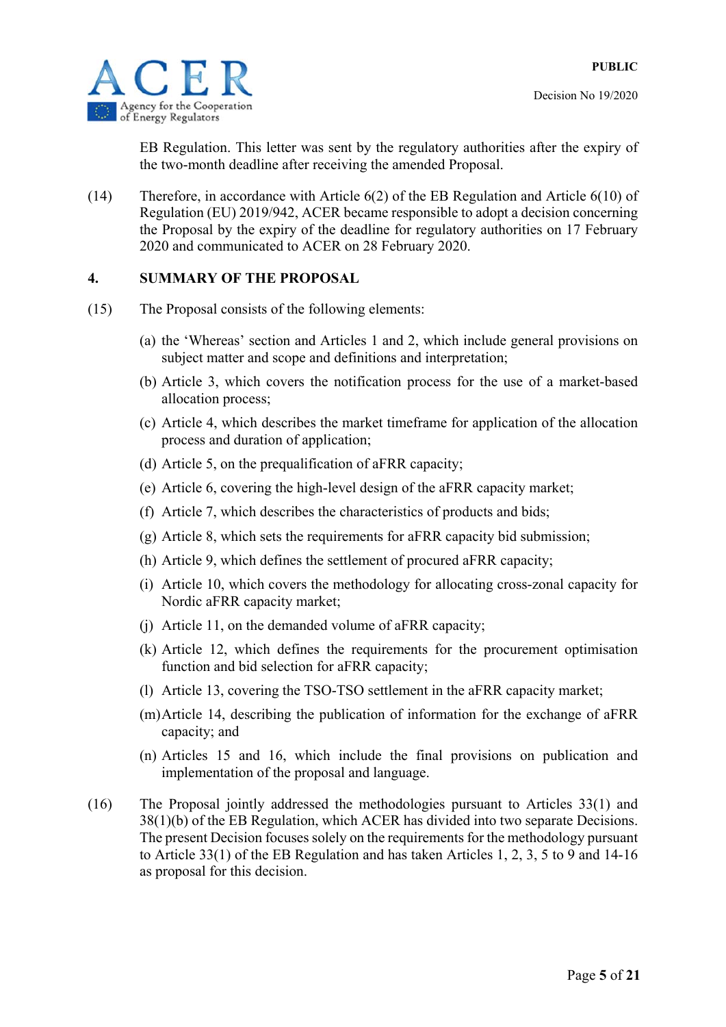EB Regulation. This letter was sent by the regulatory authorities after the expiry of the two-month deadline after receiving the amended Proposal.

(14) Therefore, in accordance with Article 6(2) of the EB Regulation and Article 6(10) of Regulation (EU) 2019/942, ACER became responsible to adopt a decision concerning the Proposal by the expiry of the deadline for regulatory authorities on 17 February 2020 and communicated to ACER on 28 February 2020.

## 4. SUMMARY OF THE PROPOSAL

(15) The Proposal consists of the following elements:

(a) the 'Whereas' section and Articles 1 and 2, which include general provisions on subject matter and scope and definitions and interpretation;

(b) Article 3, which covers the notification process for the use of a market-based allocation process;

(c) Article 4, which describes the market timeframe for application of the allocation process and duration of application;

(d) Article 5, on the prequalification of aFRR capacity;

(e) Article 6, covering the high-level design of the aFRR capacity market;

(f) Article 7, which describes the characteristics of products and bids;

(g) Article 8, which sets the requirements for aFRR capacity bid submission;

(h) Article 9, which defines the settlement of procured aFRR capacity;

(i) Article 10, which covers the methodology for allocating cross-zonal capacity for Nordic aFRR capacity market;

(j) Article 11, on the demanded volume of aFRR capacity;

(k) Article 12, which defines the requirements for the procurement optimisation function and bid selection for aFRR capacity;

(l) Article 13, covering the TSO-TSO settlement in the aFRR capacity market;

(m) Article 14, describing the publication of information for the exchange of aFRR capacity; and

(n) Articles 15 and 16, which include the final provisions on publication and implementation of the proposal and language.

(16) The Proposal jointly addressed the methodologies pursuant to Articles 33(1) and 38(1)(b) of the EB Regulation, which ACER has divided into two separate Decisions. The present Decision focuses solely on the requirements for the methodology pursuant to Article 33(1) of the EB Regulation and has taken Articles 1, 2, 3, 5 to 9 and 14-16 as proposal for this decision.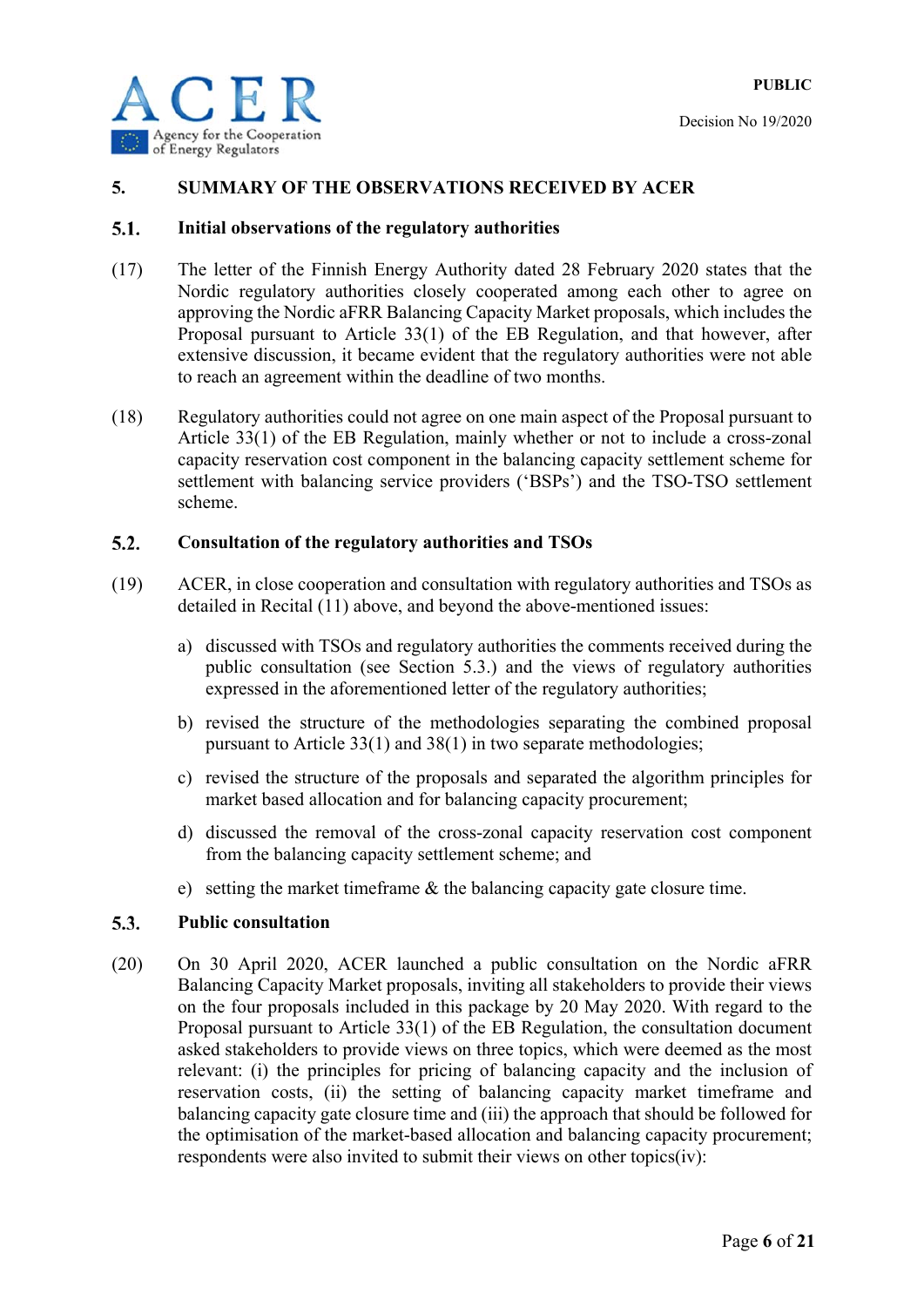## 5. SUMMARY OF THE OBSERVATIONS RECEIVED BY ACER

### 5.1. Initial observations of the regulatory authorities

(17) The letter of the Finnish Energy Authority dated 28 February 2020 states that the Nordic regulatory authorities closely cooperated among each other to agree on approving the Nordic aFRR Balancing Capacity Market proposals, which includes the Proposal pursuant to Article 33(1) of the EB Regulation, and that however, after extensive discussion, it became evident that the regulatory authorities were not able to reach an agreement within the deadline of two months.

(18) Regulatory authorities could not agree on one main aspect of the Proposal pursuant to Article 33(1) of the EB Regulation, mainly whether or not to include a cross-zonal capacity reservation cost component in the balancing capacity settlement scheme for settlement with balancing service providers ('BSPs') and the TSO-TSO settlement scheme.

### 5.2. Consultation of the regulatory authorities and TSOs

(19) ACER, in close cooperation and consultation with regulatory authorities and TSOs as detailed in Recital (11) above, and beyond the above-mentioned issues:

a) discussed with TSOs and regulatory authorities the comments received during the public consultation (see Section 5.3.) and the views of regulatory authorities expressed in the aforementioned letter of the regulatory authorities;

b) revised the structure of the methodologies separating the combined proposal pursuant to Article 33(1) and 38(1) in two separate methodologies;

c) revised the structure of the proposals and separated the algorithm principles for market based allocation and for balancing capacity procurement;

d) discussed the removal of the cross-zonal capacity reservation cost component from the balancing capacity settlement scheme; and

e) setting the market timeframe & the balancing capacity gate closure time.

### 5.3. Public consultation

(20) On 30 April 2020, ACER launched a public consultation on the Nordic aFRR Balancing Capacity Market proposals, inviting all stakeholders to provide their views on the four proposals included in this package by 20 May 2020. With regard to the Proposal pursuant to Article 33(1) of the EB Regulation, the consultation document asked stakeholders to provide views on three topics, which were deemed as the most relevant: (i) the principles for pricing of balancing capacity and the inclusion of reservation costs, (ii) the setting of balancing capacity market timeframe and balancing capacity gate closure time and (iii) the approach that should be followed for the optimisation of the market-based allocation and balancing capacity procurement; respondents were also invited to submit their views on other topics(iv):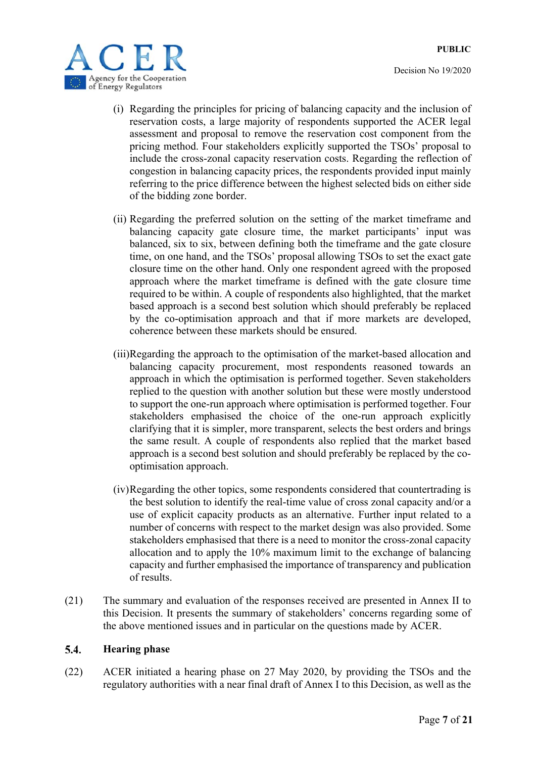(i) Regarding the principles for pricing of balancing capacity and the inclusion of reservation costs, a large majority of respondents supported the ACER legal assessment and proposal to remove the reservation cost component from the pricing method. Four stakeholders explicitly supported the TSOs' proposal to include the cross-zonal capacity reservation costs. Regarding the reflection of congestion in balancing capacity prices, the respondents provided input mainly referring to the price difference between the highest selected bids on either side of the bidding zone border.

(ii) Regarding the preferred solution on the setting of the market timeframe and balancing capacity gate closure time, the market participants' input was balanced, six to six, between defining both the timeframe and the gate closure time, on one hand, and the TSOs' proposal allowing TSOs to set the exact gate closure time on the other hand. Only one respondent agreed with the proposed approach where the market timeframe is defined with the gate closure time required to be within. A couple of respondents also highlighted, that the market based approach is a second best solution which should preferably be replaced by the co-optimisation approach and that if more markets are developed, coherence between these markets should be ensured.

(iii) Regarding the approach to the optimisation of the market-based allocation and balancing capacity procurement, most respondents reasoned towards an approach in which the optimisation is performed together. Seven stakeholders replied to the question with another solution but these were mostly understood to support the one-run approach where optimisation is performed together. Four stakeholders emphasised the choice of the one-run approach explicitly clarifying that it is simpler, more transparent, selects the best orders and brings the same result. A couple of respondents also replied that the market based approach is a second best solution and should preferably be replaced by the co-optimisation approach.

(iv) Regarding the other topics, some respondents considered that countertrading is the best solution to identify the real-time value of cross zonal capacity and/or a use of explicit capacity products as an alternative. Further input related to a number of concerns with respect to the market design was also provided. Some stakeholders emphasised that there is a need to monitor the cross-zonal capacity allocation and to apply the 10% maximum limit to the exchange of balancing capacity and further emphasised the importance of transparency and publication of results.

(21) The summary and evaluation of the responses received are presented in Annex II to this Decision. It presents the summary of stakeholders' concerns regarding some of the above mentioned issues and in particular on the questions made by ACER.

## 5.4. Hearing phase

(22) ACER initiated a hearing phase on 27 May 2020, by providing the TSOs and the regulatory authorities with a near final draft of Annex I to this Decision, as well as the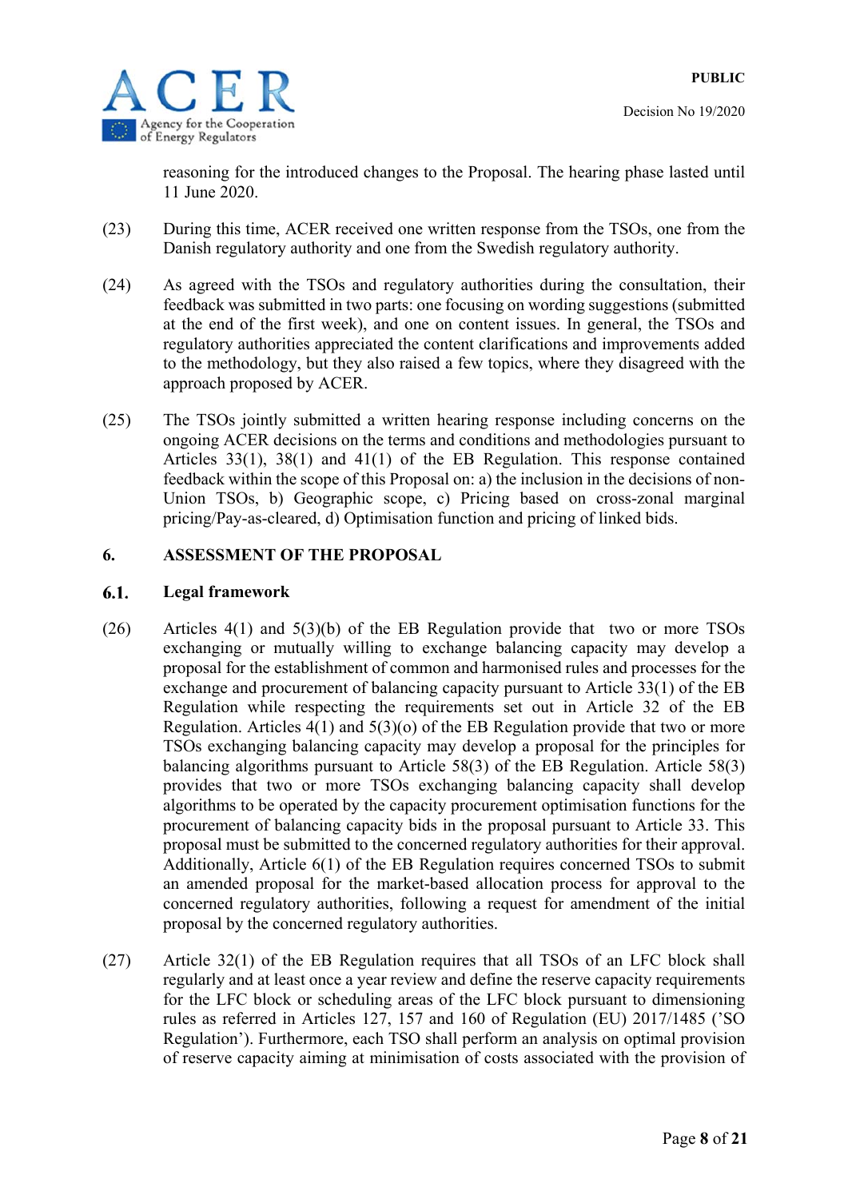reasoning for the introduced changes to the Proposal. The hearing phase lasted until 11 June 2020.

(23) During this time, ACER received one written response from the TSOs, one from the Danish regulatory authority and one from the Swedish regulatory authority.

(24) As agreed with the TSOs and regulatory authorities during the consultation, their feedback was submitted in two parts: one focusing on wording suggestions (submitted at the end of the first week), and one on content issues. In general, the TSOs and regulatory authorities appreciated the content clarifications and improvements added to the methodology, but they also raised a few topics, where they disagreed with the approach proposed by ACER.

(25) The TSOs jointly submitted a written hearing response including concerns on the ongoing ACER decisions on the terms and conditions and methodologies pursuant to Articles 33(1), 38(1) and 41(1) of the EB Regulation. This response contained feedback within the scope of this Proposal on: a) the inclusion in the decisions of non-Union TSOs, b) Geographic scope, c) Pricing based on cross-zonal marginal pricing/Pay-as-cleared, d) Optimisation function and pricing of linked bids.

## 6. ASSESSMENT OF THE PROPOSAL

### 6.1. Legal framework

(26) Articles 4(1) and 5(3)(b) of the EB Regulation provide that two or more TSOs exchanging or mutually willing to exchange balancing capacity may develop a proposal for the establishment of common and harmonised rules and processes for the exchange and procurement of balancing capacity pursuant to Article 33(1) of the EB Regulation while respecting the requirements set out in Article 32 of the EB Regulation. Articles 4(1) and 5(3)(o) of the EB Regulation provide that two or more TSOs exchanging balancing capacity may develop a proposal for the principles for balancing algorithms pursuant to Article 58(3) of the EB Regulation. Article 58(3) provides that two or more TSOs exchanging balancing capacity shall develop algorithms to be operated by the capacity procurement optimisation functions for the procurement of balancing capacity bids in the proposal pursuant to Article 33. This proposal must be submitted to the concerned regulatory authorities for their approval. Additionally, Article 6(1) of the EB Regulation requires concerned TSOs to submit an amended proposal for the market-based allocation process for approval to the concerned regulatory authorities, following a request for amendment of the initial proposal by the concerned regulatory authorities.

(27) Article 32(1) of the EB Regulation requires that all TSOs of an LFC block shall regularly and at least once a year review and define the reserve capacity requirements for the LFC block or scheduling areas of the LFC block pursuant to dimensioning rules as referred in Articles 127, 157 and 160 of Regulation (EU) 2017/1485 ('SO Regulation'). Furthermore, each TSO shall perform an analysis on optimal provision of reserve capacity aiming at minimisation of costs associated with the provision of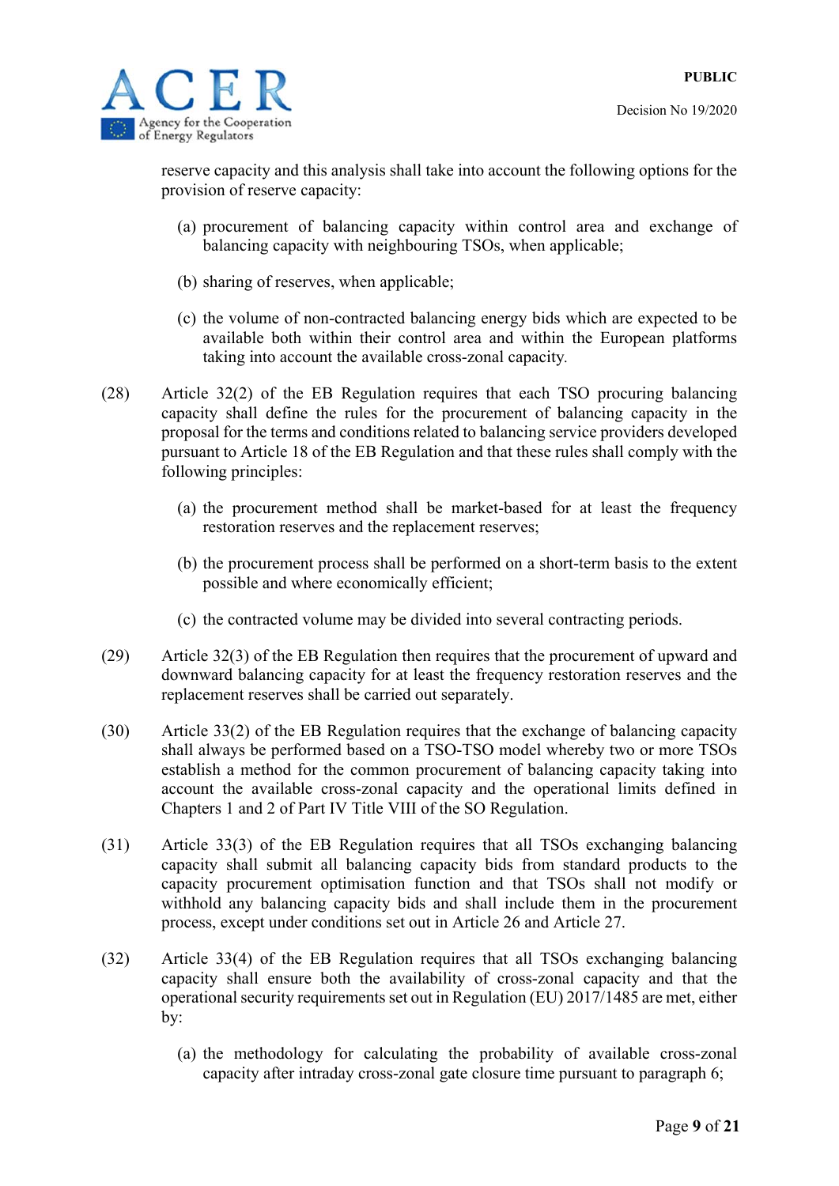reserve capacity and this analysis shall take into account the following options for the provision of reserve capacity:

(a) procurement of balancing capacity within control area and exchange of balancing capacity with neighbouring TSOs, when applicable;

(b) sharing of reserves, when applicable;

(c) the volume of non-contracted balancing energy bids which are expected to be available both within their control area and within the European platforms taking into account the available cross-zonal capacity.

(28) Article 32(2) of the EB Regulation requires that each TSO procuring balancing capacity shall define the rules for the procurement of balancing capacity in the proposal for the terms and conditions related to balancing service providers developed pursuant to Article 18 of the EB Regulation and that these rules shall comply with the following principles:

(a) the procurement method shall be market-based for at least the frequency restoration reserves and the replacement reserves;

(b) the procurement process shall be performed on a short-term basis to the extent possible and where economically efficient;

(c) the contracted volume may be divided into several contracting periods.

(29) Article 32(3) of the EB Regulation then requires that the procurement of upward and downward balancing capacity for at least the frequency restoration reserves and the replacement reserves shall be carried out separately.

(30) Article 33(2) of the EB Regulation requires that the exchange of balancing capacity shall always be performed based on a TSO-TSO model whereby two or more TSOs establish a method for the common procurement of balancing capacity taking into account the available cross-zonal capacity and the operational limits defined in Chapters 1 and 2 of Part IV Title VIII of the SO Regulation.

(31) Article 33(3) of the EB Regulation requires that all TSOs exchanging balancing capacity shall submit all balancing capacity bids from standard products to the capacity procurement optimisation function and that TSOs shall not modify or withhold any balancing capacity bids and shall include them in the procurement process, except under conditions set out in Article 26 and Article 27.

(32) Article 33(4) of the EB Regulation requires that all TSOs exchanging balancing capacity shall ensure both the availability of cross-zonal capacity and that the operational security requirements set out in Regulation (EU) 2017/1485 are met, either by:

(a) the methodology for calculating the probability of available cross-zonal capacity after intraday cross-zonal gate closure time pursuant to paragraph 6;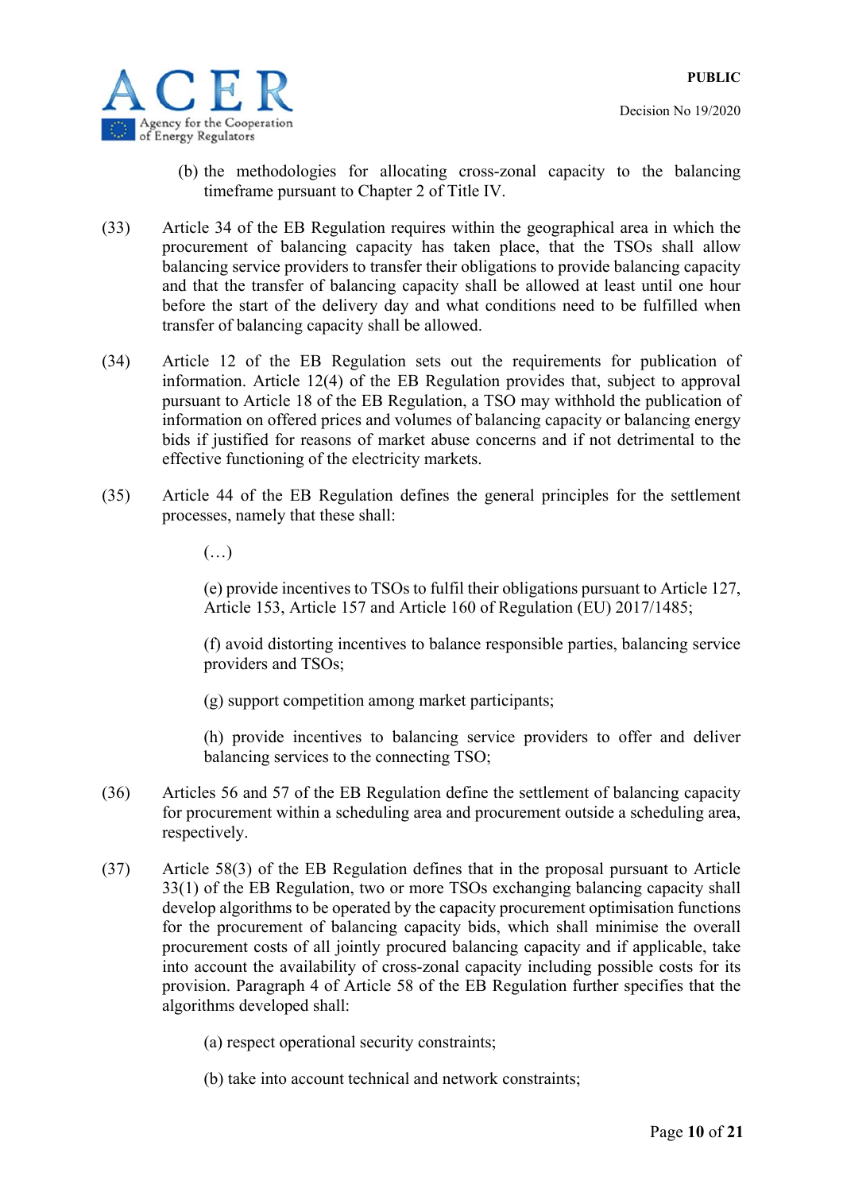(b) the methodologies for allocating cross-zonal capacity to the balancing timeframe pursuant to Chapter 2 of Title IV.

(33) Article 34 of the EB Regulation requires within the geographical area in which the procurement of balancing capacity has taken place, that the TSOs shall allow balancing service providers to transfer their obligations to provide balancing capacity and that the transfer of balancing capacity shall be allowed at least until one hour before the start of the delivery day and what conditions need to be fulfilled when transfer of balancing capacity shall be allowed.

(34) Article 12 of the EB Regulation sets out the requirements for publication of information. Article 12(4) of the EB Regulation provides that, subject to approval pursuant to Article 18 of the EB Regulation, a TSO may withhold the publication of information on offered prices and volumes of balancing capacity or balancing energy bids if justified for reasons of market abuse concerns and if not detrimental to the effective functioning of the electricity markets.

(35) Article 44 of the EB Regulation defines the general principles for the settlement processes, namely that these shall:

(…)

(e) provide incentives to TSOs to fulfil their obligations pursuant to Article 127, Article 153, Article 157 and Article 160 of Regulation (EU) 2017/1485;

(f) avoid distorting incentives to balance responsible parties, balancing service providers and TSOs;

(g) support competition among market participants;

(h) provide incentives to balancing service providers to offer and deliver balancing services to the connecting TSO;

(36) Articles 56 and 57 of the EB Regulation define the settlement of balancing capacity for procurement within a scheduling area and procurement outside a scheduling area, respectively.

(37) Article 58(3) of the EB Regulation defines that in the proposal pursuant to Article 33(1) of the EB Regulation, two or more TSOs exchanging balancing capacity shall develop algorithms to be operated by the capacity procurement optimisation functions for the procurement of balancing capacity bids, which shall minimise the overall procurement costs of all jointly procured balancing capacity and if applicable, take into account the availability of cross-zonal capacity including possible costs for its provision. Paragraph 4 of Article 58 of the EB Regulation further specifies that the algorithms developed shall:

(a) respect operational security constraints;

(b) take into account technical and network constraints;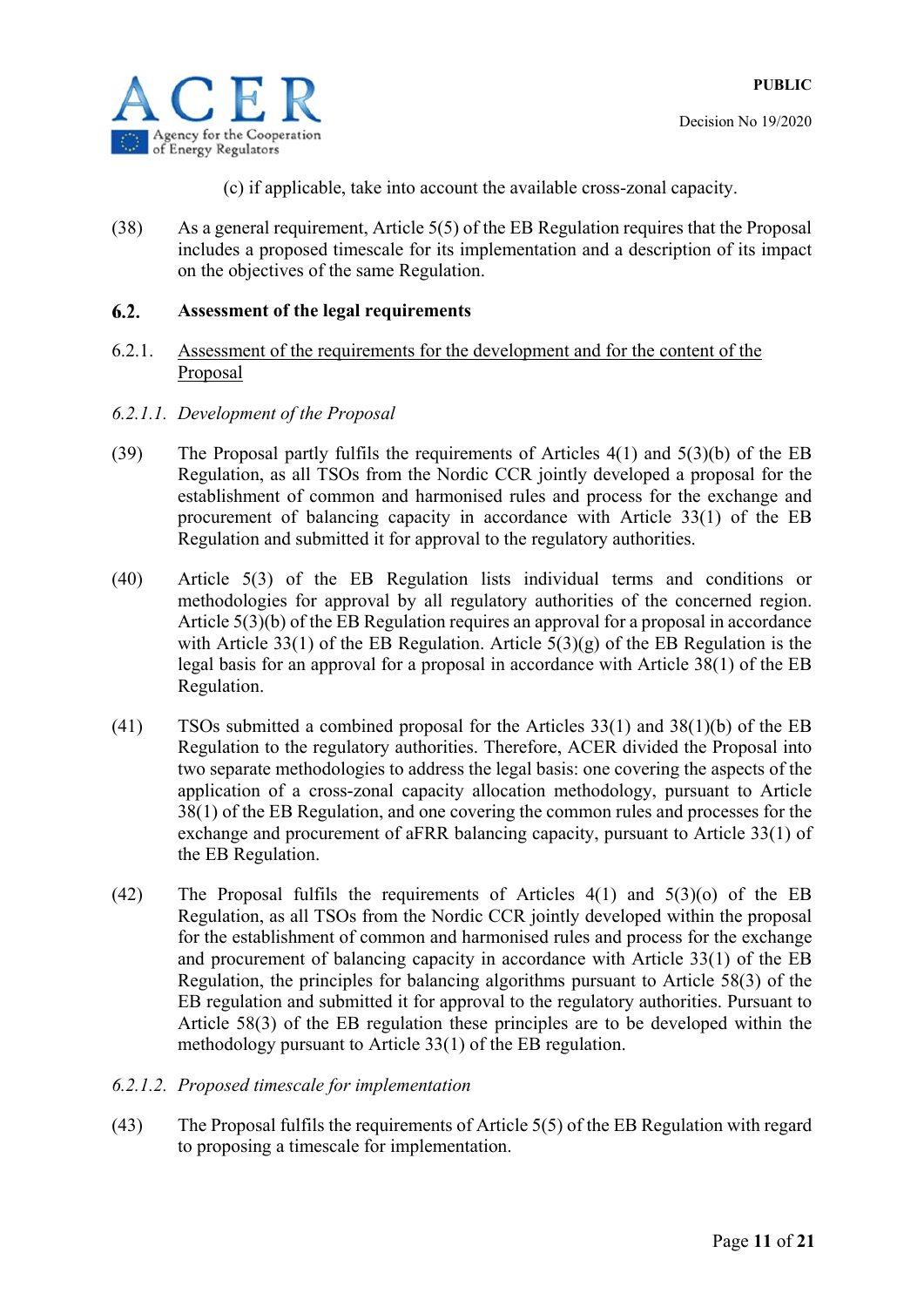(c) if applicable, take into account the available cross-zonal capacity.

(38) As a general requirement, Article 5(5) of the EB Regulation requires that the Proposal includes a proposed timescale for its implementation and a description of its impact on the objectives of the same Regulation.

## 6.2. Assessment of the legal requirements

### 6.2.1. Assessment of the requirements for the development and for the content of the Proposal

#### *6.2.1.1. Development of the Proposal*

(39) The Proposal partly fulfils the requirements of Articles 4(1) and 5(3)(b) of the EB Regulation, as all TSOs from the Nordic CCR jointly developed a proposal for the establishment of common and harmonised rules and process for the exchange and procurement of balancing capacity in accordance with Article 33(1) of the EB Regulation and submitted it for approval to the regulatory authorities.

(40) Article 5(3) of the EB Regulation lists individual terms and conditions or methodologies for approval by all regulatory authorities of the concerned region. Article 5(3)(b) of the EB Regulation requires an approval for a proposal in accordance with Article 33(1) of the EB Regulation. Article 5(3)(g) of the EB Regulation is the legal basis for an approval for a proposal in accordance with Article 38(1) of the EB Regulation.

(41) TSOs submitted a combined proposal for the Articles 33(1) and 38(1)(b) of the EB Regulation to the regulatory authorities. Therefore, ACER divided the Proposal into two separate methodologies to address the legal basis: one covering the aspects of the application of a cross-zonal capacity allocation methodology, pursuant to Article 38(1) of the EB Regulation, and one covering the common rules and processes for the exchange and procurement of aFRR balancing capacity, pursuant to Article 33(1) of the EB Regulation.

(42) The Proposal fulfils the requirements of Articles 4(1) and 5(3)(o) of the EB Regulation, as all TSOs from the Nordic CCR jointly developed within the proposal for the establishment of common and harmonised rules and process for the exchange and procurement of balancing capacity in accordance with Article 33(1) of the EB Regulation, the principles for balancing algorithms pursuant to Article 58(3) of the EB regulation and submitted it for approval to the regulatory authorities. Pursuant to Article 58(3) of the EB regulation these principles are to be developed within the methodology pursuant to Article 33(1) of the EB regulation.

#### *6.2.1.2. Proposed timescale for implementation*

(43) The Proposal fulfils the requirements of Article 5(5) of the EB Regulation with regard to proposing a timescale for implementation.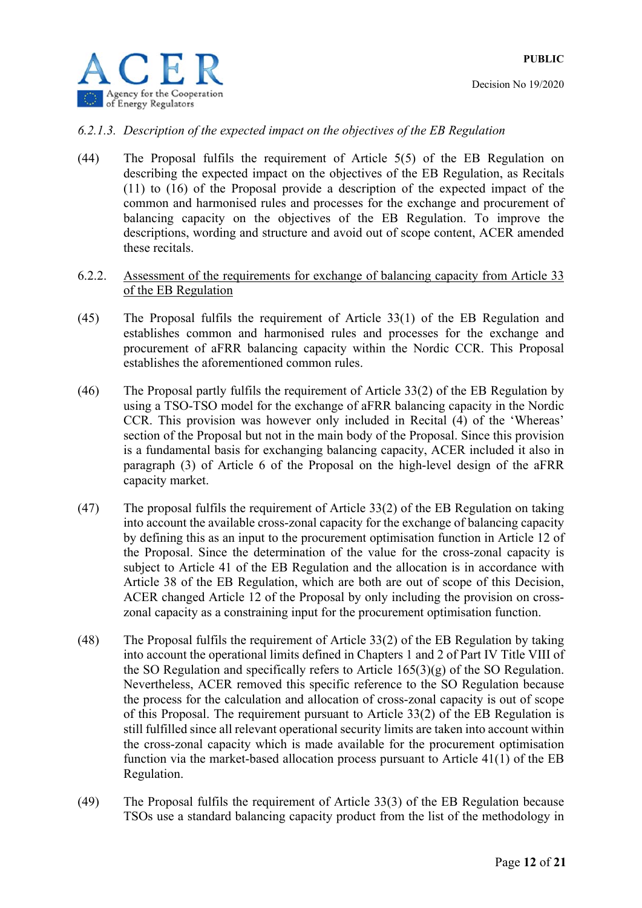*6.2.1.3. Description of the expected impact on the objectives of the EB Regulation*

(44) The Proposal fulfils the requirement of Article 5(5) of the EB Regulation on describing the expected impact on the objectives of the EB Regulation, as Recitals (11) to (16) of the Proposal provide a description of the expected impact of the common and harmonised rules and processes for the exchange and procurement of balancing capacity on the objectives of the EB Regulation. To improve the descriptions, wording and structure and avoid out of scope content, ACER amended these recitals.

6.2.2. Assessment of the requirements for exchange of balancing capacity from Article 33 of the EB Regulation

(45) The Proposal fulfils the requirement of Article 33(1) of the EB Regulation and establishes common and harmonised rules and processes for the exchange and procurement of aFRR balancing capacity within the Nordic CCR. This Proposal establishes the aforementioned common rules.

(46) The Proposal partly fulfils the requirement of Article 33(2) of the EB Regulation by using a TSO-TSO model for the exchange of aFRR balancing capacity in the Nordic CCR. This provision was however only included in Recital (4) of the 'Whereas' section of the Proposal but not in the main body of the Proposal. Since this provision is a fundamental basis for exchanging balancing capacity, ACER included it also in paragraph (3) of Article 6 of the Proposal on the high-level design of the aFRR capacity market.

(47) The proposal fulfils the requirement of Article 33(2) of the EB Regulation on taking into account the available cross-zonal capacity for the exchange of balancing capacity by defining this as an input to the procurement optimisation function in Article 12 of the Proposal. Since the determination of the value for the cross-zonal capacity is subject to Article 41 of the EB Regulation and the allocation is in accordance with Article 38 of the EB Regulation, which are both are out of scope of this Decision, ACER changed Article 12 of the Proposal by only including the provision on cross-zonal capacity as a constraining input for the procurement optimisation function.

(48) The Proposal fulfils the requirement of Article 33(2) of the EB Regulation by taking into account the operational limits defined in Chapters 1 and 2 of Part IV Title VIII of the SO Regulation and specifically refers to Article 165(3)(g) of the SO Regulation. Nevertheless, ACER removed this specific reference to the SO Regulation because the process for the calculation and allocation of cross-zonal capacity is out of scope of this Proposal. The requirement pursuant to Article 33(2) of the EB Regulation is still fulfilled since all relevant operational security limits are taken into account within the cross-zonal capacity which is made available for the procurement optimisation function via the market-based allocation process pursuant to Article 41(1) of the EB Regulation.

(49) The Proposal fulfils the requirement of Article 33(3) of the EB Regulation because TSOs use a standard balancing capacity product from the list of the methodology in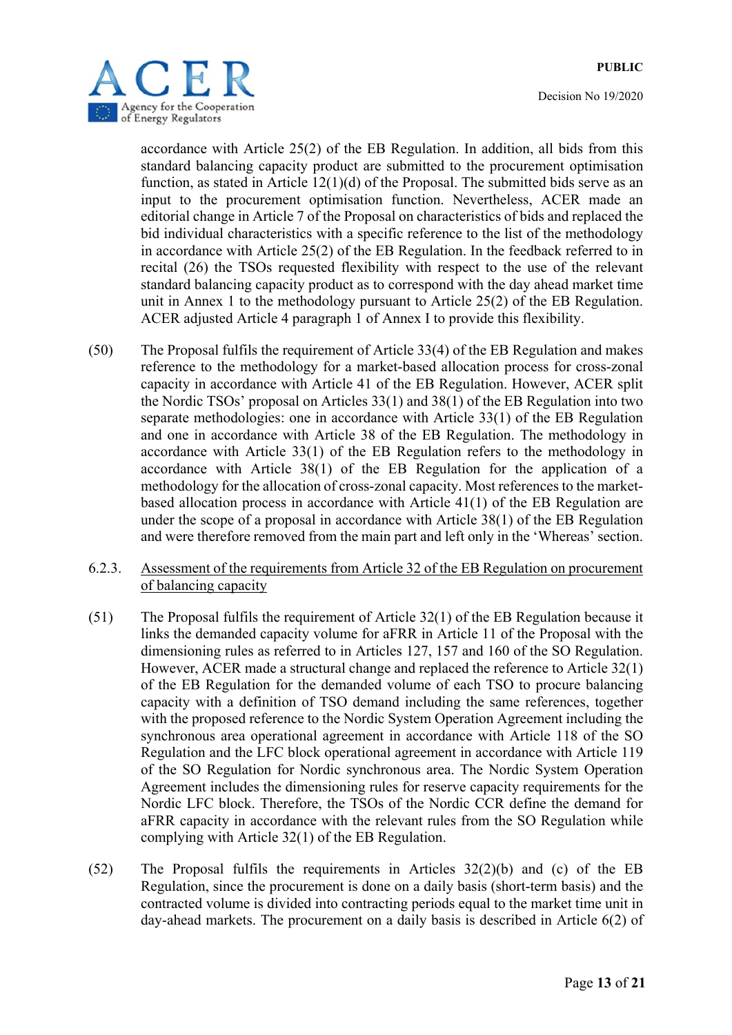accordance with Article 25(2) of the EB Regulation. In addition, all bids from this standard balancing capacity product are submitted to the procurement optimisation function, as stated in Article 12(1)(d) of the Proposal. The submitted bids serve as an input to the procurement optimisation function. Nevertheless, ACER made an editorial change in Article 7 of the Proposal on characteristics of bids and replaced the bid individual characteristics with a specific reference to the list of the methodology in accordance with Article 25(2) of the EB Regulation. In the feedback referred to in recital (26) the TSOs requested flexibility with respect to the use of the relevant standard balancing capacity product as to correspond with the day ahead market time unit in Annex 1 to the methodology pursuant to Article 25(2) of the EB Regulation. ACER adjusted Article 4 paragraph 1 of Annex I to provide this flexibility.

(50) The Proposal fulfils the requirement of Article 33(4) of the EB Regulation and makes reference to the methodology for a market-based allocation process for cross-zonal capacity in accordance with Article 41 of the EB Regulation. However, ACER split the Nordic TSOs' proposal on Articles 33(1) and 38(1) of the EB Regulation into two separate methodologies: one in accordance with Article 33(1) of the EB Regulation and one in accordance with Article 38 of the EB Regulation. The methodology in accordance with Article 33(1) of the EB Regulation refers to the methodology in accordance with Article 38(1) of the EB Regulation for the application of a methodology for the allocation of cross-zonal capacity. Most references to the market-based allocation process in accordance with Article 41(1) of the EB Regulation are under the scope of a proposal in accordance with Article 38(1) of the EB Regulation and were therefore removed from the main part and left only in the 'Whereas' section.

### 6.2.3. Assessment of the requirements from Article 32 of the EB Regulation on procurement of balancing capacity

(51) The Proposal fulfils the requirement of Article 32(1) of the EB Regulation because it links the demanded capacity volume for aFRR in Article 11 of the Proposal with the dimensioning rules as referred to in Articles 127, 157 and 160 of the SO Regulation. However, ACER made a structural change and replaced the reference to Article 32(1) of the EB Regulation for the demanded volume of each TSO to procure balancing capacity with a definition of TSO demand including the same references, together with the proposed reference to the Nordic System Operation Agreement including the synchronous area operational agreement in accordance with Article 118 of the SO Regulation and the LFC block operational agreement in accordance with Article 119 of the SO Regulation for Nordic synchronous area. The Nordic System Operation Agreement includes the dimensioning rules for reserve capacity requirements for the Nordic LFC block. Therefore, the TSOs of the Nordic CCR define the demand for aFRR capacity in accordance with the relevant rules from the SO Regulation while complying with Article 32(1) of the EB Regulation.

(52) The Proposal fulfils the requirements in Articles 32(2)(b) and (c) of the EB Regulation, since the procurement is done on a daily basis (short-term basis) and the contracted volume is divided into contracting periods equal to the market time unit in day-ahead markets. The procurement on a daily basis is described in Article 6(2) of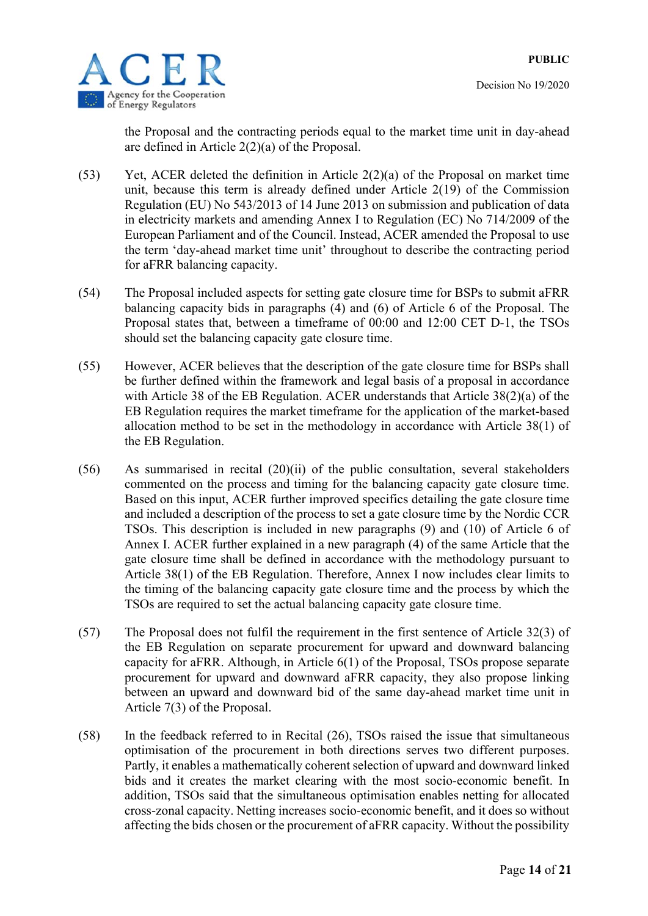the Proposal and the contracting periods equal to the market time unit in day-ahead are defined in Article 2(2)(a) of the Proposal.

(53) Yet, ACER deleted the definition in Article 2(2)(a) of the Proposal on market time unit, because this term is already defined under Article 2(19) of the Commission Regulation (EU) No 543/2013 of 14 June 2013 on submission and publication of data in electricity markets and amending Annex I to Regulation (EC) No 714/2009 of the European Parliament and of the Council. Instead, ACER amended the Proposal to use the term 'day-ahead market time unit' throughout to describe the contracting period for aFRR balancing capacity.

(54) The Proposal included aspects for setting gate closure time for BSPs to submit aFRR balancing capacity bids in paragraphs (4) and (6) of Article 6 of the Proposal. The Proposal states that, between a timeframe of 00:00 and 12:00 CET D-1, the TSOs should set the balancing capacity gate closure time.

(55) However, ACER believes that the description of the gate closure time for BSPs shall be further defined within the framework and legal basis of a proposal in accordance with Article 38 of the EB Regulation. ACER understands that Article 38(2)(a) of the EB Regulation requires the market timeframe for the application of the market-based allocation method to be set in the methodology in accordance with Article 38(1) of the EB Regulation.

(56) As summarised in recital (20)(ii) of the public consultation, several stakeholders commented on the process and timing for the balancing capacity gate closure time. Based on this input, ACER further improved specifics detailing the gate closure time and included a description of the process to set a gate closure time by the Nordic CCR TSOs. This description is included in new paragraphs (9) and (10) of Article 6 of Annex I. ACER further explained in a new paragraph (4) of the same Article that the gate closure time shall be defined in accordance with the methodology pursuant to Article 38(1) of the EB Regulation. Therefore, Annex I now includes clear limits to the timing of the balancing capacity gate closure time and the process by which the TSOs are required to set the actual balancing capacity gate closure time.

(57) The Proposal does not fulfil the requirement in the first sentence of Article 32(3) of the EB Regulation on separate procurement for upward and downward balancing capacity for aFRR. Although, in Article 6(1) of the Proposal, TSOs propose separate procurement for upward and downward aFRR capacity, they also propose linking between an upward and downward bid of the same day-ahead market time unit in Article 7(3) of the Proposal.

(58) In the feedback referred to in Recital (26), TSOs raised the issue that simultaneous optimisation of the procurement in both directions serves two different purposes. Partly, it enables a mathematically coherent selection of upward and downward linked bids and it creates the market clearing with the most socio-economic benefit. In addition, TSOs said that the simultaneous optimisation enables netting for allocated cross-zonal capacity. Netting increases socio-economic benefit, and it does so without affecting the bids chosen or the procurement of aFRR capacity. Without the possibility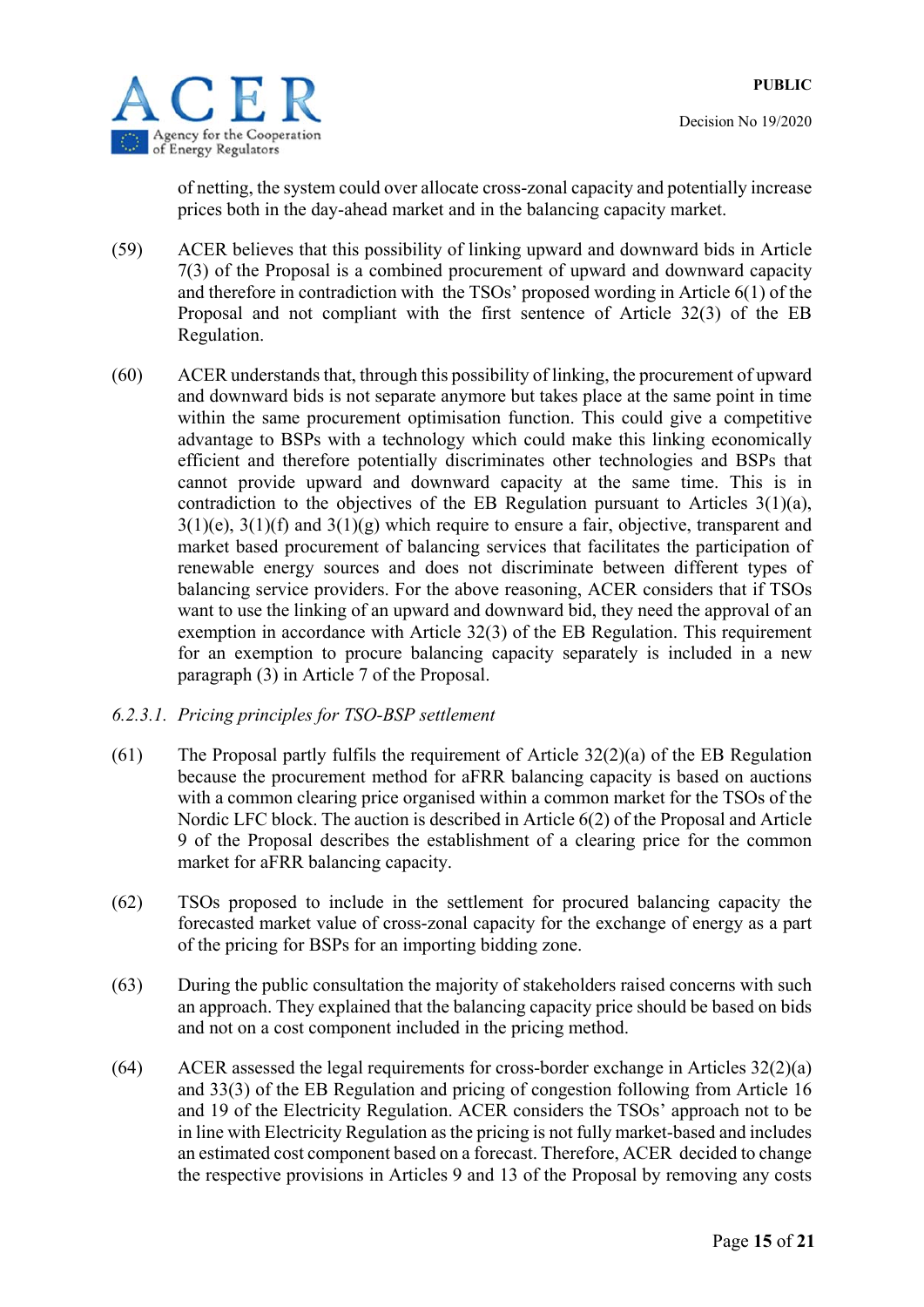of netting, the system could over allocate cross-zonal capacity and potentially increase prices both in the day-ahead market and in the balancing capacity market.

(59) ACER believes that this possibility of linking upward and downward bids in Article 7(3) of the Proposal is a combined procurement of upward and downward capacity and therefore in contradiction with the TSOs' proposed wording in Article 6(1) of the Proposal and not compliant with the first sentence of Article 32(3) of the EB Regulation.

(60) ACER understands that, through this possibility of linking, the procurement of upward and downward bids is not separate anymore but takes place at the same point in time within the same procurement optimisation function. This could give a competitive advantage to BSPs with a technology which could make this linking economically efficient and therefore potentially discriminates other technologies and BSPs that cannot provide upward and downward capacity at the same time. This is in contradiction to the objectives of the EB Regulation pursuant to Articles 3(1)(a), 3(1)(e), 3(1)(f) and 3(1)(g) which require to ensure a fair, objective, transparent and market based procurement of balancing services that facilitates the participation of renewable energy sources and does not discriminate between different types of balancing service providers. For the above reasoning, ACER considers that if TSOs want to use the linking of an upward and downward bid, they need the approval of an exemption in accordance with Article 32(3) of the EB Regulation. This requirement for an exemption to procure balancing capacity separately is included in a new paragraph (3) in Article 7 of the Proposal.

*6.2.3.1. Pricing principles for TSO-BSP settlement*

(61) The Proposal partly fulfils the requirement of Article 32(2)(a) of the EB Regulation because the procurement method for aFRR balancing capacity is based on auctions with a common clearing price organised within a common market for the TSOs of the Nordic LFC block. The auction is described in Article 6(2) of the Proposal and Article 9 of the Proposal describes the establishment of a clearing price for the common market for aFRR balancing capacity.

(62) TSOs proposed to include in the settlement for procured balancing capacity the forecasted market value of cross-zonal capacity for the exchange of energy as a part of the pricing for BSPs for an importing bidding zone.

(63) During the public consultation the majority of stakeholders raised concerns with such an approach. They explained that the balancing capacity price should be based on bids and not on a cost component included in the pricing method.

(64) ACER assessed the legal requirements for cross-border exchange in Articles 32(2)(a) and 33(3) of the EB Regulation and pricing of congestion following from Article 16 and 19 of the Electricity Regulation. ACER considers the TSOs' approach not to be in line with Electricity Regulation as the pricing is not fully market-based and includes an estimated cost component based on a forecast. Therefore, ACER decided to change the respective provisions in Articles 9 and 13 of the Proposal by removing any costs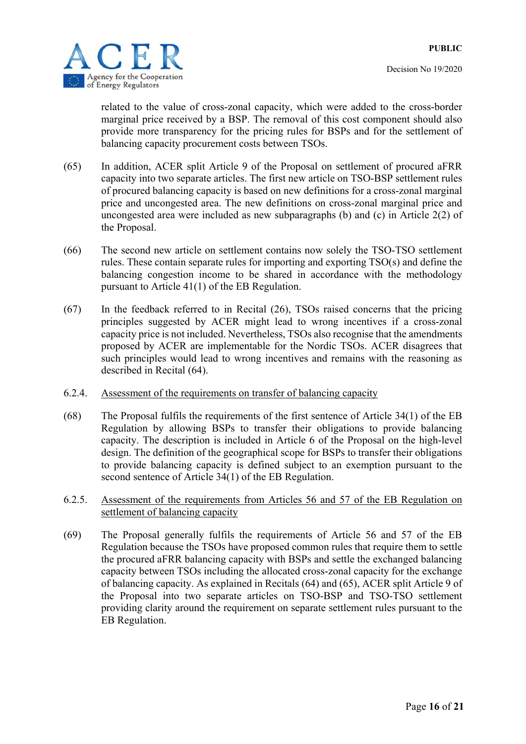related to the value of cross-zonal capacity, which were added to the cross-border marginal price received by a BSP. The removal of this cost component should also provide more transparency for the pricing rules for BSPs and for the settlement of balancing capacity procurement costs between TSOs.

(65) In addition, ACER split Article 9 of the Proposal on settlement of procured aFRR capacity into two separate articles. The first new article on TSO-BSP settlement rules of procured balancing capacity is based on new definitions for a cross-zonal marginal price and uncongested area. The new definitions on cross-zonal marginal price and uncongested area were included as new subparagraphs (b) and (c) in Article 2(2) of the Proposal.

(66) The second new article on settlement contains now solely the TSO-TSO settlement rules. These contain separate rules for importing and exporting TSO(s) and define the balancing congestion income to be shared in accordance with the methodology pursuant to Article 41(1) of the EB Regulation.

(67) In the feedback referred to in Recital (26), TSOs raised concerns that the pricing principles suggested by ACER might lead to wrong incentives if a cross-zonal capacity price is not included. Nevertheless, TSOs also recognise that the amendments proposed by ACER are implementable for the Nordic TSOs. ACER disagrees that such principles would lead to wrong incentives and remains with the reasoning as described in Recital (64).

#### 6.2.4. Assessment of the requirements on transfer of balancing capacity

(68) The Proposal fulfils the requirements of the first sentence of Article 34(1) of the EB Regulation by allowing BSPs to transfer their obligations to provide balancing capacity. The description is included in Article 6 of the Proposal on the high-level design. The definition of the geographical scope for BSPs to transfer their obligations to provide balancing capacity is defined subject to an exemption pursuant to the second sentence of Article 34(1) of the EB Regulation.

#### 6.2.5. Assessment of the requirements from Articles 56 and 57 of the EB Regulation on settlement of balancing capacity

(69) The Proposal generally fulfils the requirements of Article 56 and 57 of the EB Regulation because the TSOs have proposed common rules that require them to settle the procured aFRR balancing capacity with BSPs and settle the exchanged balancing capacity between TSOs including the allocated cross-zonal capacity for the exchange of balancing capacity. As explained in Recitals (64) and (65), ACER split Article 9 of the Proposal into two separate articles on TSO-BSP and TSO-TSO settlement providing clarity around the requirement on separate settlement rules pursuant to the EB Regulation.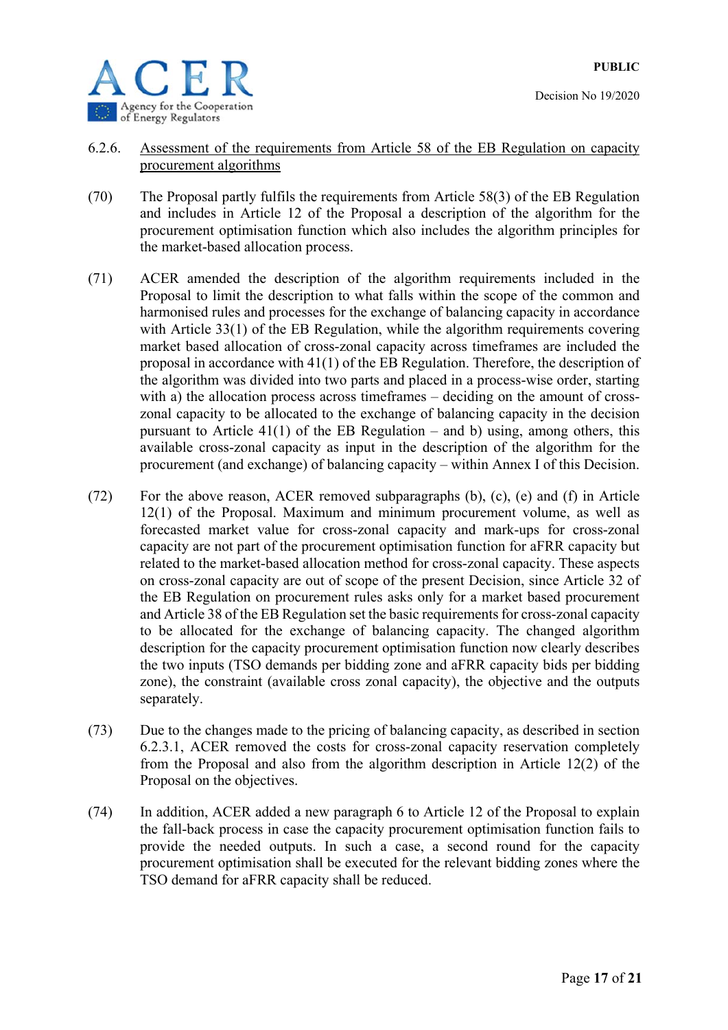### 6.2.6. Assessment of the requirements from Article 58 of the EB Regulation on capacity procurement algorithms

(70) The Proposal partly fulfils the requirements from Article 58(3) of the EB Regulation and includes in Article 12 of the Proposal a description of the algorithm for the procurement optimisation function which also includes the algorithm principles for the market-based allocation process.

(71) ACER amended the description of the algorithm requirements included in the Proposal to limit the description to what falls within the scope of the common and harmonised rules and processes for the exchange of balancing capacity in accordance with Article 33(1) of the EB Regulation, while the algorithm requirements covering market based allocation of cross-zonal capacity across timeframes are included the proposal in accordance with 41(1) of the EB Regulation. Therefore, the description of the algorithm was divided into two parts and placed in a process-wise order, starting with a) the allocation process across timeframes – deciding on the amount of cross-zonal capacity to be allocated to the exchange of balancing capacity in the decision pursuant to Article 41(1) of the EB Regulation – and b) using, among others, this available cross-zonal capacity as input in the description of the algorithm for the procurement (and exchange) of balancing capacity – within Annex I of this Decision.

(72) For the above reason, ACER removed subparagraphs (b), (c), (e) and (f) in Article 12(1) of the Proposal. Maximum and minimum procurement volume, as well as forecasted market value for cross-zonal capacity and mark-ups for cross-zonal capacity are not part of the procurement optimisation function for aFRR capacity but related to the market-based allocation method for cross-zonal capacity. These aspects on cross-zonal capacity are out of scope of the present Decision, since Article 32 of the EB Regulation on procurement rules asks only for a market based procurement and Article 38 of the EB Regulation set the basic requirements for cross-zonal capacity to be allocated for the exchange of balancing capacity. The changed algorithm description for the capacity procurement optimisation function now clearly describes the two inputs (TSO demands per bidding zone and aFRR capacity bids per bidding zone), the constraint (available cross zonal capacity), the objective and the outputs separately.

(73) Due to the changes made to the pricing of balancing capacity, as described in section 6.2.3.1, ACER removed the costs for cross-zonal capacity reservation completely from the Proposal and also from the algorithm description in Article 12(2) of the Proposal on the objectives.

(74) In addition, ACER added a new paragraph 6 to Article 12 of the Proposal to explain the fall-back process in case the capacity procurement optimisation function fails to provide the needed outputs. In such a case, a second round for the capacity procurement optimisation shall be executed for the relevant bidding zones where the TSO demand for aFRR capacity shall be reduced.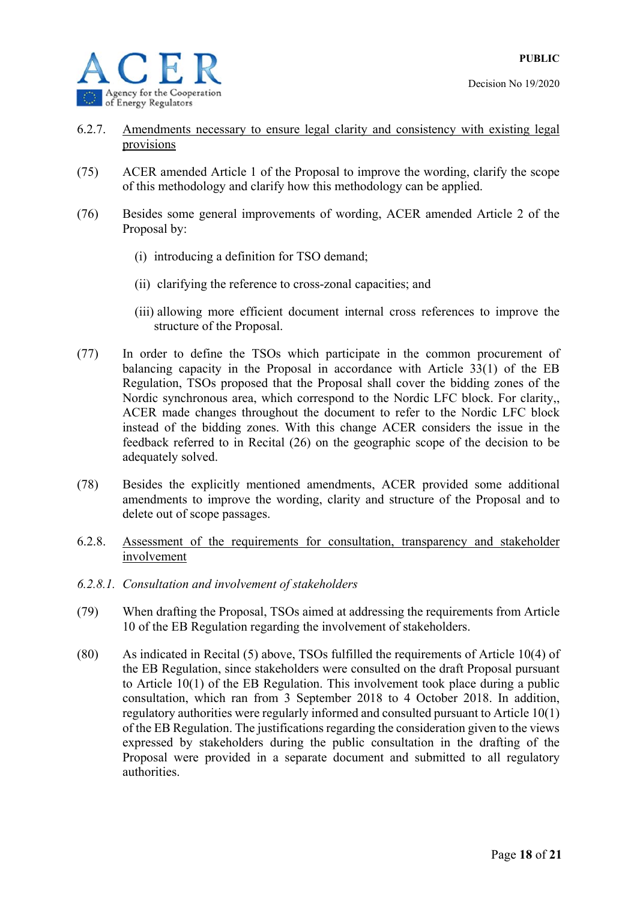6.2.7. Amendments necessary to ensure legal clarity and consistency with existing legal provisions

(75) ACER amended Article 1 of the Proposal to improve the wording, clarify the scope of this methodology and clarify how this methodology can be applied.

(76) Besides some general improvements of wording, ACER amended Article 2 of the Proposal by:

(i) introducing a definition for TSO demand;

(ii) clarifying the reference to cross-zonal capacities; and

(iii) allowing more efficient document internal cross references to improve the structure of the Proposal.

(77) In order to define the TSOs which participate in the common procurement of balancing capacity in the Proposal in accordance with Article 33(1) of the EB Regulation, TSOs proposed that the Proposal shall cover the bidding zones of the Nordic synchronous area, which correspond to the Nordic LFC block. For clarity,, ACER made changes throughout the document to refer to the Nordic LFC block instead of the bidding zones. With this change ACER considers the issue in the feedback referred to in Recital (26) on the geographic scope of the decision to be adequately solved.

(78) Besides the explicitly mentioned amendments, ACER provided some additional amendments to improve the wording, clarity and structure of the Proposal and to delete out of scope passages.

6.2.8. Assessment of the requirements for consultation, transparency and stakeholder involvement

*6.2.8.1. Consultation and involvement of stakeholders*

(79) When drafting the Proposal, TSOs aimed at addressing the requirements from Article 10 of the EB Regulation regarding the involvement of stakeholders.

(80) As indicated in Recital (5) above, TSOs fulfilled the requirements of Article 10(4) of the EB Regulation, since stakeholders were consulted on the draft Proposal pursuant to Article 10(1) of the EB Regulation. This involvement took place during a public consultation, which ran from 3 September 2018 to 4 October 2018. In addition, regulatory authorities were regularly informed and consulted pursuant to Article 10(1) of the EB Regulation. The justifications regarding the consideration given to the views expressed by stakeholders during the public consultation in the drafting of the Proposal were provided in a separate document and submitted to all regulatory authorities.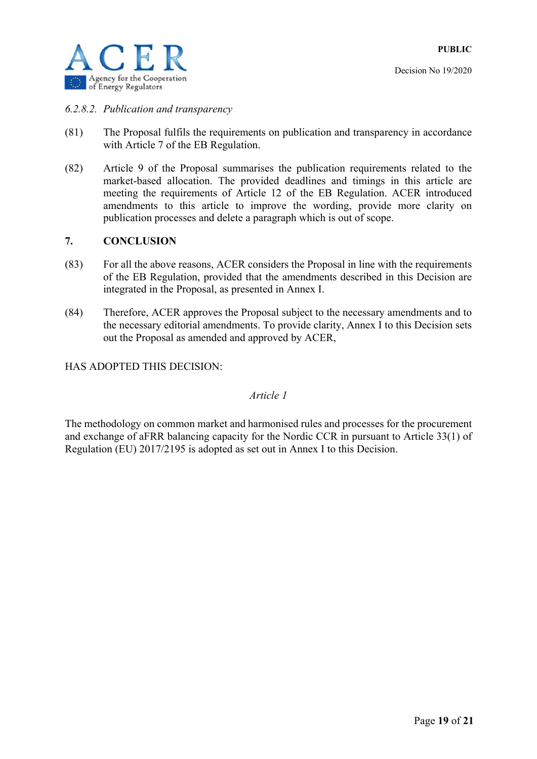*6.2.8.2. Publication and transparency*

(81) The Proposal fulfils the requirements on publication and transparency in accordance with Article 7 of the EB Regulation.

(82) Article 9 of the Proposal summarises the publication requirements related to the market-based allocation. The provided deadlines and timings in this article are meeting the requirements of Article 12 of the EB Regulation. ACER introduced amendments to this article to improve the wording, provide more clarity on publication processes and delete a paragraph which is out of scope.

## 7. CONCLUSION

(83) For all the above reasons, ACER considers the Proposal in line with the requirements of the EB Regulation, provided that the amendments described in this Decision are integrated in the Proposal, as presented in Annex I.

(84) Therefore, ACER approves the Proposal subject to the necessary amendments and to the necessary editorial amendments. To provide clarity, Annex I to this Decision sets out the Proposal as amended and approved by ACER,

HAS ADOPTED THIS DECISION:

*Article 1*

The methodology on common market and harmonised rules and processes for the procurement and exchange of aFRR balancing capacity for the Nordic CCR in pursuant to Article 33(1) of Regulation (EU) 2017/2195 is adopted as set out in Annex I to this Decision.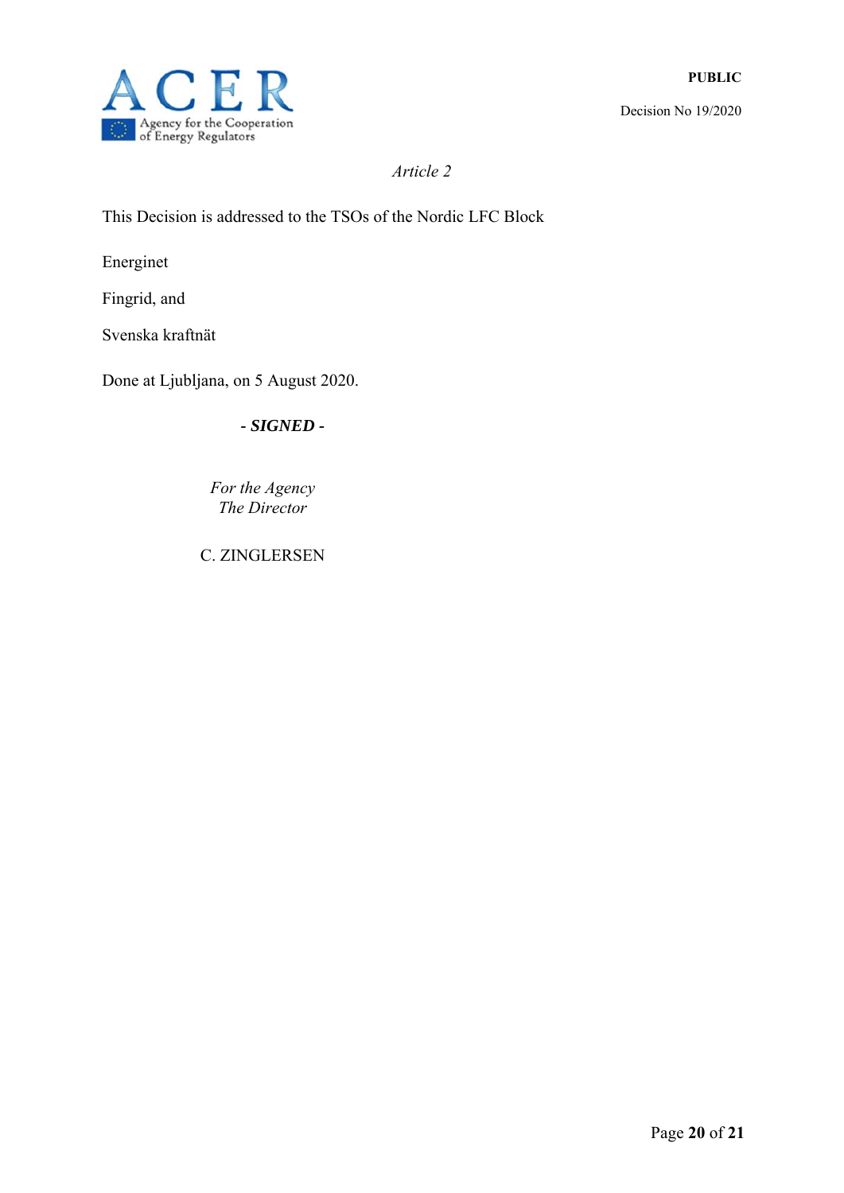*Article 2*

This Decision is addressed to the TSOs of the Nordic LFC Block

Energinet

Fingrid, and

Svenska kraftnät

Done at Ljubljana, on 5 August 2020.

***- SIGNED -***

*For the Agency*
*The Director*

C. ZINGLERSEN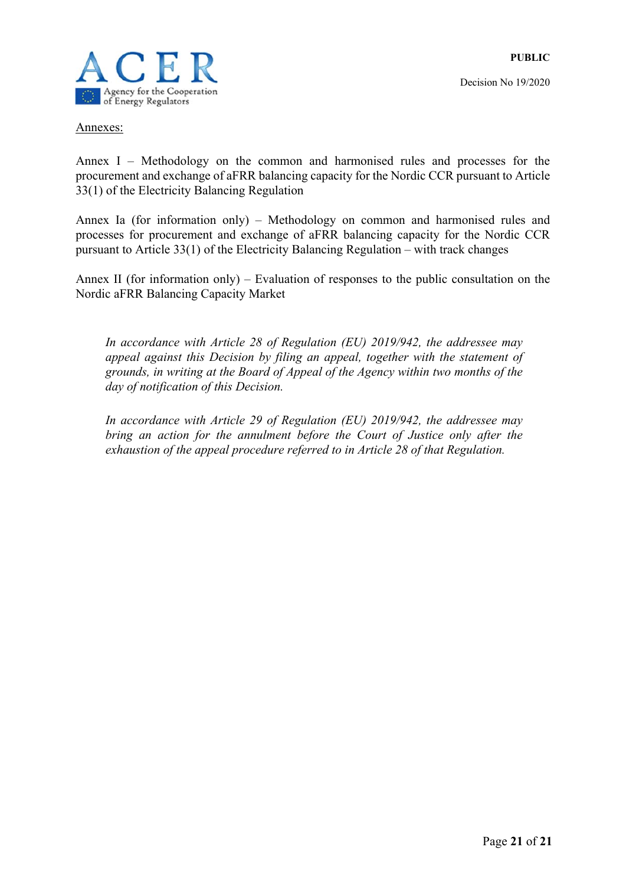Annexes:

Annex I – Methodology on the common and harmonised rules and processes for the procurement and exchange of aFRR balancing capacity for the Nordic CCR pursuant to Article 33(1) of the Electricity Balancing Regulation

Annex Ia (for information only) – Methodology on common and harmonised rules and processes for procurement and exchange of aFRR balancing capacity for the Nordic CCR pursuant to Article 33(1) of the Electricity Balancing Regulation – with track changes

Annex II (for information only) – Evaluation of responses to the public consultation on the Nordic aFRR Balancing Capacity Market

> *In accordance with Article 28 of Regulation (EU) 2019/942, the addressee may appeal against this Decision by filing an appeal, together with the statement of grounds, in writing at the Board of Appeal of the Agency within two months of the day of notification of this Decision.*

> *In accordance with Article 29 of Regulation (EU) 2019/942, the addressee may bring an action for the annulment before the Court of Justice only after the exhaustion of the appeal procedure referred to in Article 28 of that Regulation.*